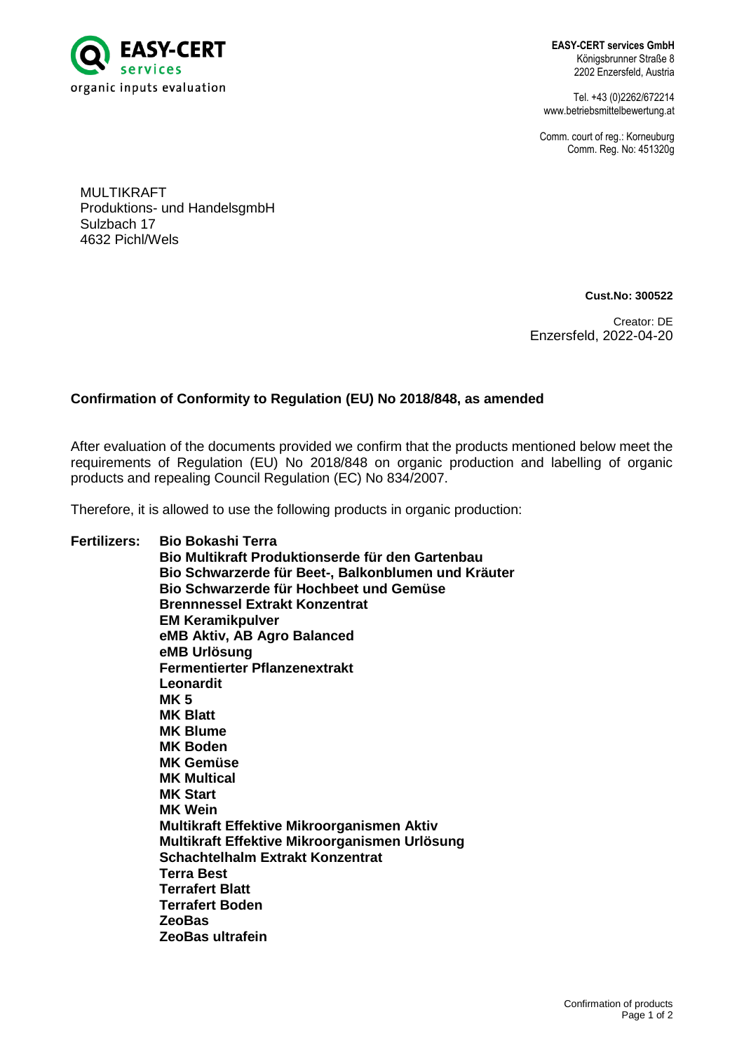EASY-CERT services
organic inputs evaluation

**EASY-CERT services GmbH**
Königsbrunner Straße 8
2202 Enzersfeld, Austria

Tel. +43 (0)2262/672214
www.betriebsmittelbewertung.at

Comm. court of reg.: Korneuburg
Comm. Reg. No: 451320g

MULTIKRAFT
Produktions- und HandelsgmbH
Sulzbach 17
4632 Pichl/Wels

**Cust.No: 300522**

Creator: DE
Enzersfeld, 2022-04-20

## Confirmation of Conformity to Regulation (EU) No 2018/848, as amended

After evaluation of the documents provided we confirm that the products mentioned below meet the requirements of Regulation (EU) No 2018/848 on organic production and labelling of organic products and repealing Council Regulation (EC) No 834/2007.

Therefore, it is allowed to use the following products in organic production:

**Fertilizers:**

- **Bio Bokashi Terra**
- **Bio Multikraft Produktionserde für den Gartenbau**
- **Bio Schwarzerde für Beet-, Balkonblumen und Kräuter**
- **Bio Schwarzerde für Hochbeet und Gemüse**
- **Brennnessel Extrakt Konzentrat**
- **EM Keramikpulver**
- **eMB Aktiv, AB Agro Balanced**
- **eMB Urlösung**
- **Fermentierter Pflanzenextrakt**
- **Leonardit**
- **MK 5**
- **MK Blatt**
- **MK Blume**
- **MK Boden**
- **MK Gemüse**
- **MK Multical**
- **MK Start**
- **MK Wein**
- **Multikraft Effektive Mikroorganismen Aktiv**
- **Multikraft Effektive Mikroorganismen Urlösung**
- **Schachtelhalm Extrakt Konzentrat**
- **Terra Best**
- **Terrafert Blatt**
- **Terrafert Boden**
- **ZeoBas**
- **ZeoBas ultrafein**

Confirmation of products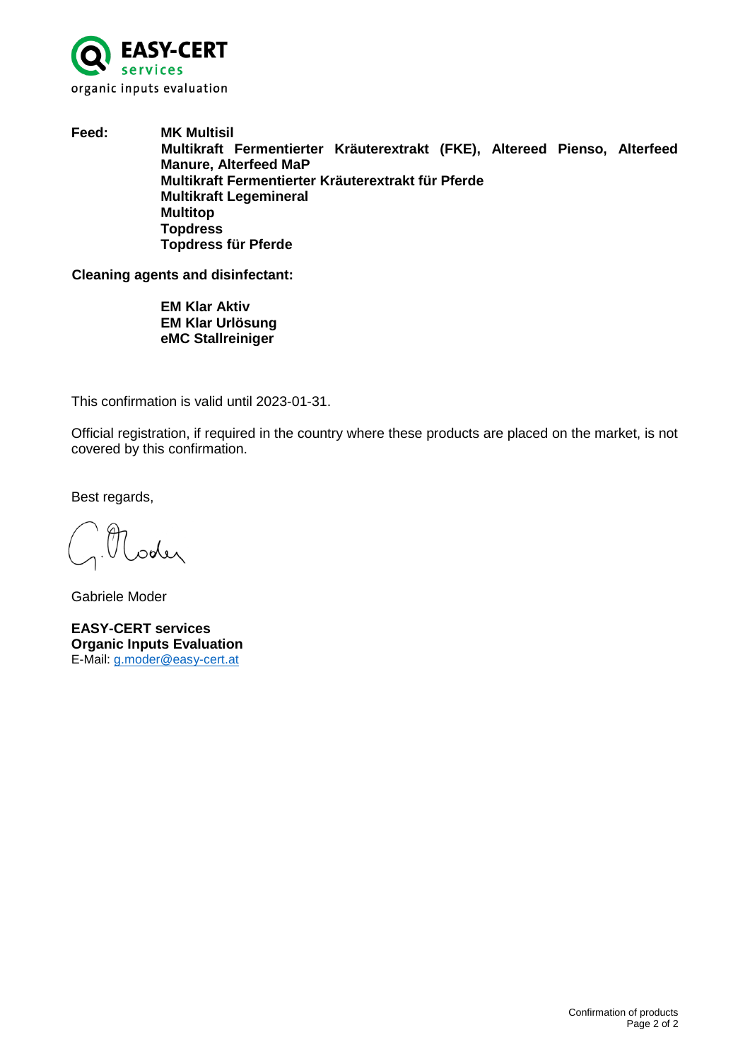**Feed:** **MK Multisil**
**Multikraft Fermentierter Kräuterextrakt (FKE), Altereed Pienso, Alterfeed Manure, Alterfeed MaP**
**Multikraft Fermentierter Kräuterextrakt für Pferde**
**Multikraft Legemineral**
**Multitop**
**Topdress**
**Topdress für Pferde**

**Cleaning agents and disinfectant:**

**EM Klar Aktiv**
**EM Klar Urlösung**
**eMC Stallreiniger**

This confirmation is valid until 2023-01-31.

Official registration, if required in the country where these products are placed on the market, is not covered by this confirmation.

Best regards,

Gabriele Moder

**EASY-CERT services**
**Organic Inputs Evaluation**
E-Mail: g.moder@easy-cert.at